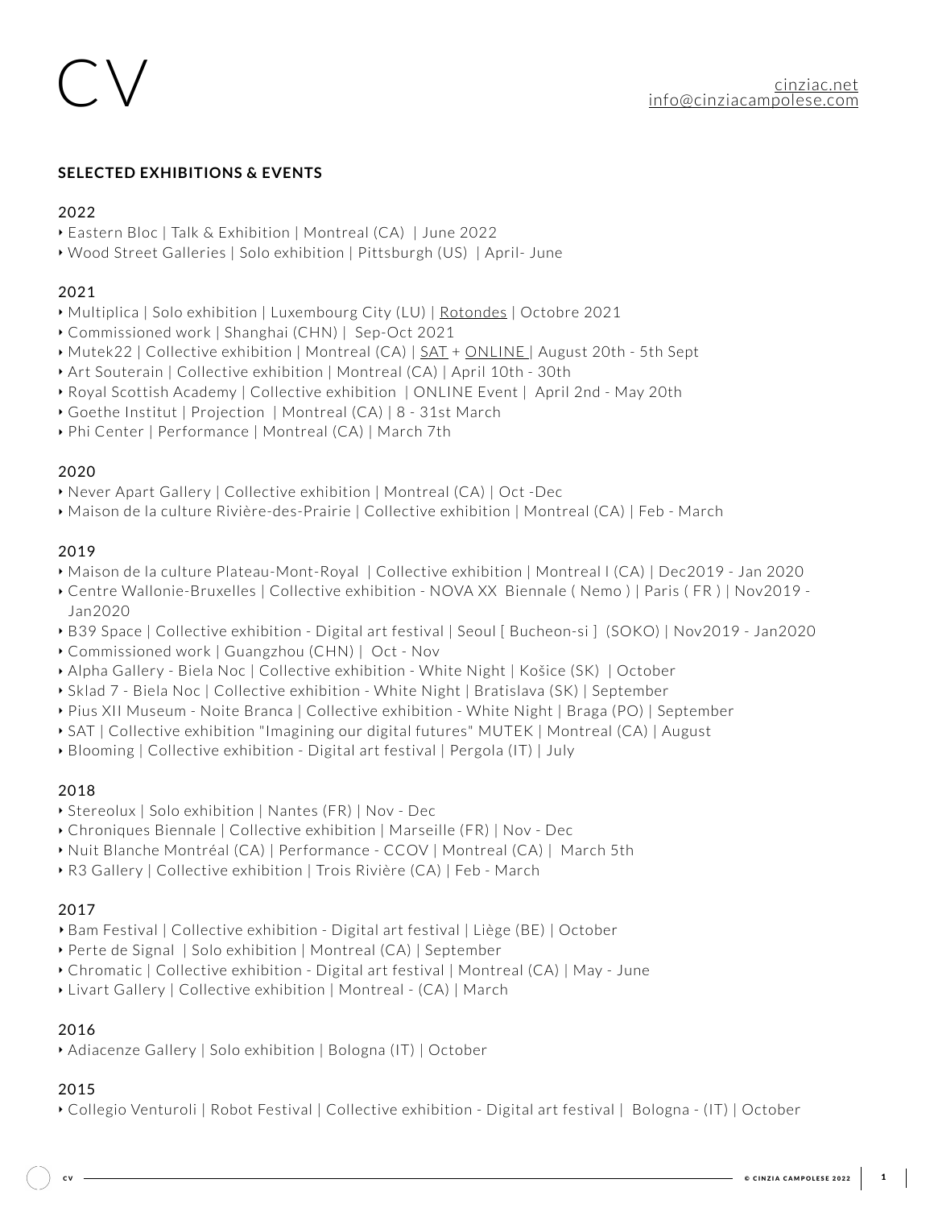# CV

cinziac.net
info@cinziacampolese.com

**SELECTED EXHIBITIONS & EVENTS**

2022

- Eastern Bloc | Talk & Exhibition | Montreal (CA) | June 2022
- Wood Street Galleries | Solo exhibition | Pittsburgh (US) | April- June

2021

- Multiplica | Solo exhibition | Luxembourg City (LU) | Rotondes | Octobre 2021
- Commissioned work | Shanghai (CHN) | Sep-Oct 2021
- Mutek22 | Collective exhibition | Montreal (CA) | SAT + ONLINE | August 20th - 5th Sept
- Art Souterain | Collective exhibition | Montreal (CA) | April 10th - 30th
- Royal Scottish Academy | Collective exhibition | ONLINE Event | April 2nd - May 20th
- Goethe Institut | Projection | Montreal (CA) | 8 - 31st March
- Phi Center | Performance | Montreal (CA) | March 7th

2020

- Never Apart Gallery | Collective exhibition | Montreal (CA) | Oct -Dec
- Maison de la culture Rivière-des-Prairie | Collective exhibition | Montreal (CA) | Feb - March

2019

- Maison de la culture Plateau-Mont-Royal | Collective exhibition | Montreal l (CA) | Dec2019 - Jan 2020
- Centre Wallonie-Bruxelles | Collective exhibition - NOVA XX Biennale ( Nemo ) | Paris ( FR ) | Nov2019 - Jan2020
- B39 Space | Collective exhibition - Digital art festival | Seoul [ Bucheon-si ] (SOKO) | Nov2019 - Jan2020
- Commissioned work | Guangzhou (CHN) | Oct - Nov
- Alpha Gallery - Biela Noc | Collective exhibition - White Night | Košice (SK) | October
- Sklad 7 - Biela Noc | Collective exhibition - White Night | Bratislava (SK) | September
- Pius XII Museum - Noite Branca | Collective exhibition - White Night | Braga (PO) | September
- SAT | Collective exhibition "Imagining our digital futures" MUTEK | Montreal (CA) | August
- Blooming | Collective exhibition - Digital art festival | Pergola (IT) | July

2018

- Stereolux | Solo exhibition | Nantes (FR) | Nov - Dec
- Chroniques Biennale | Collective exhibition | Marseille (FR) | Nov - Dec
- Nuit Blanche Montréal (CA) | Performance - CCOV | Montreal (CA) | March 5th
- R3 Gallery | Collective exhibition | Trois Rivière (CA) | Feb - March

2017

- Bam Festival | Collective exhibition - Digital art festival | Liège (BE) | October
- Perte de Signal | Solo exhibition | Montreal (CA) | September
- Chromatic | Collective exhibition - Digital art festival | Montreal (CA) | May - June
- Livart Gallery | Collective exhibition | Montreal - (CA) | March

2016

- Adiacenze Gallery | Solo exhibition | Bologna (IT) | October

2015

- Collegio Venturoli | Robot Festival | Collective exhibition - Digital art festival | Bologna - (IT) | October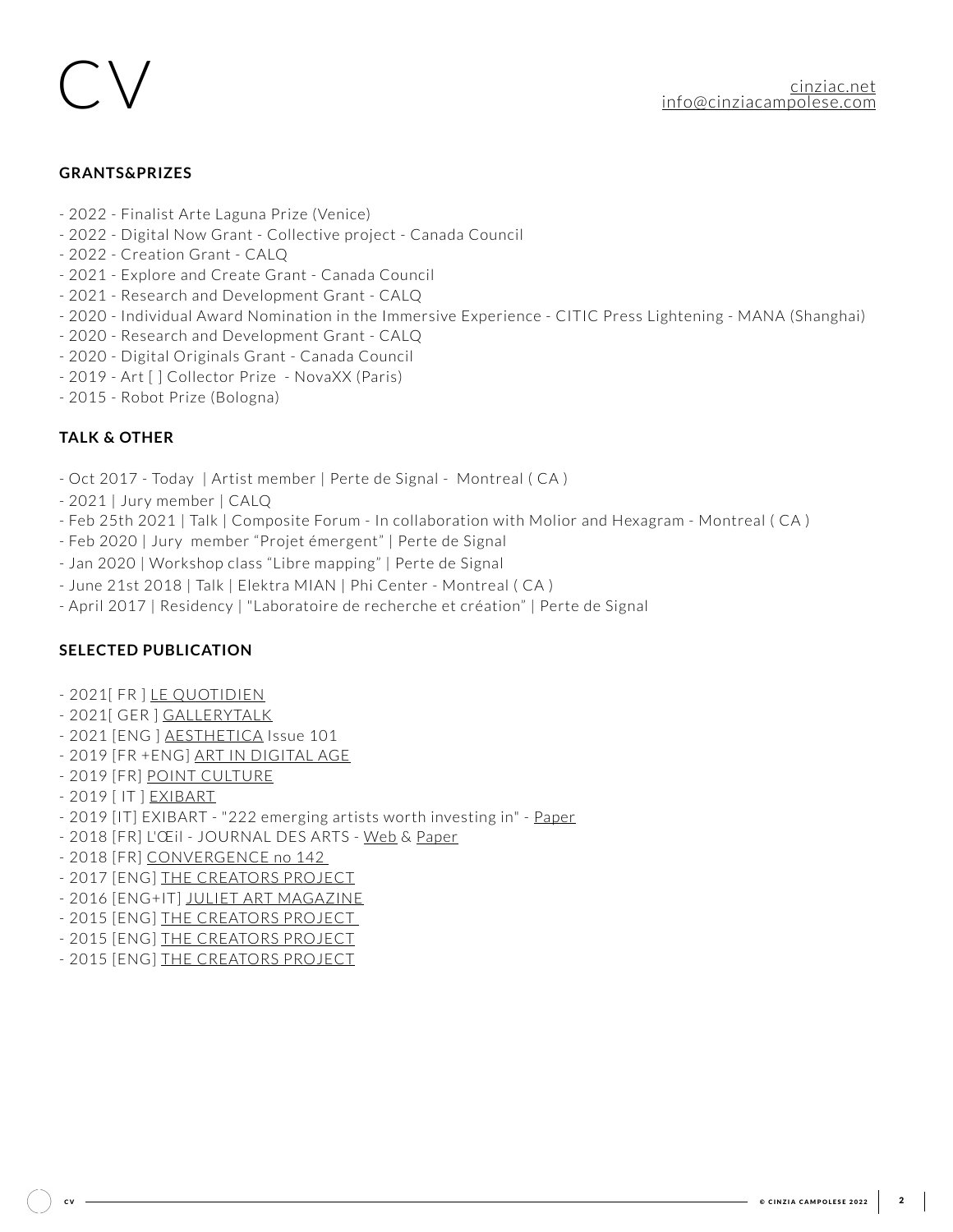# CV

cinziac.net
info@cinziacampolese.com

**GRANTS&PRIZES**

- 2022 - Finalist Arte Laguna Prize (Venice)
- 2022 - Digital Now Grant - Collective project - Canada Council
- 2022 - Creation Grant - CALQ
- 2021 - Explore and Create Grant - Canada Council
- 2021 - Research and Development Grant - CALQ
- 2020 - Individual Award Nomination in the Immersive Experience - CITIC Press Lightening - MANA (Shanghai)
- 2020 - Research and Development Grant - CALQ
- 2020 - Digital Originals Grant - Canada Council
- 2019 - Art [ ] Collector Prize - NovaXX (Paris)
- 2015 - Robot Prize (Bologna)

**TALK & OTHER**

- Oct 2017 - Today | Artist member | Perte de Signal - Montreal ( CA )
- 2021 | Jury member | CALQ
- Feb 25th 2021 | Talk | Composite Forum - In collaboration with Molior and Hexagram - Montreal ( CA )
- Feb 2020 | Jury member "Projet émergent" | Perte de Signal
- Jan 2020 | Workshop class "Libre mapping" | Perte de Signal
- June 21st 2018 | Talk | Elektra MIAN | Phi Center - Montreal ( CA )
- April 2017 | Residency | "Laboratoire de recherche et création" | Perte de Signal

**SELECTED PUBLICATION**

- 2021[ FR ] LE QUOTIDIEN
- 2021[ GER ] GALLERYTALK
- 2021 [ENG ] AESTHETICA Issue 101
- 2019 [FR +ENG] ART IN DIGITAL AGE
- 2019 [FR] POINT CULTURE
- 2019 [ IT ] EXIBART
- 2019 [IT] EXIBART - "222 emerging artists worth investing in" - Paper
- 2018 [FR] L'Œil - JOURNAL DES ARTS - Web & Paper
- 2018 [FR] CONVERGENCE no 142
- 2017 [ENG] THE CREATORS PROJECT
- 2016 [ENG+IT] JULIET ART MAGAZINE
- 2015 [ENG] THE CREATORS PROJECT
- 2015 [ENG] THE CREATORS PROJECT
- 2015 [ENG] THE CREATORS PROJECT